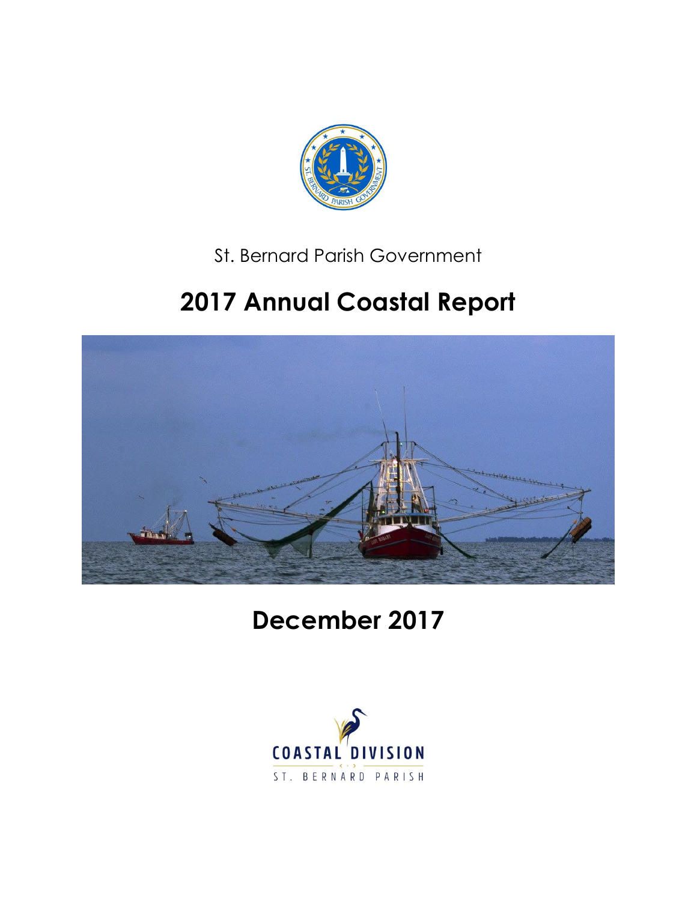St. Bernard Parish Government

# 2017 Annual Coastal Report

## December 2017

COASTAL DIVISION

ST. BERNARD PARISH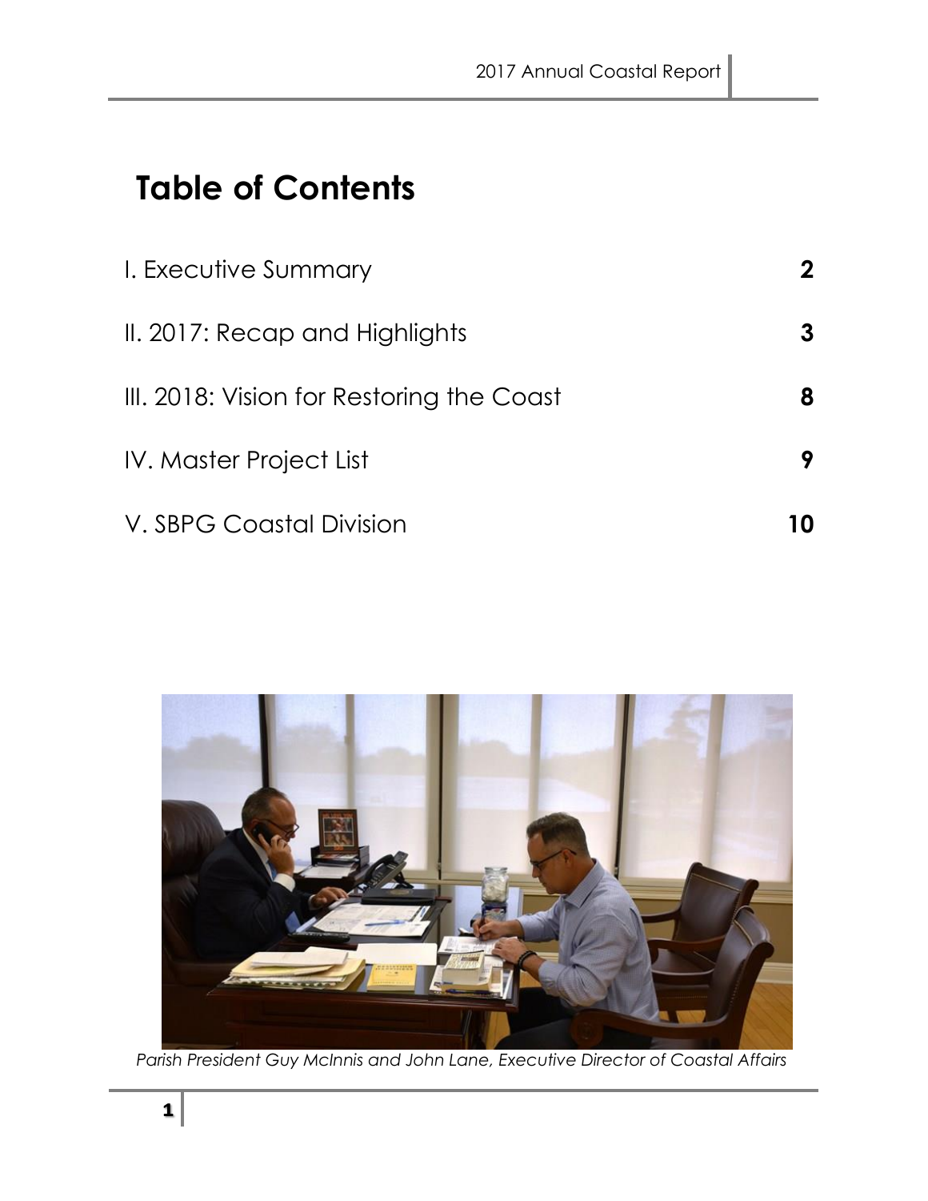# Table of Contents

| | |
|---|---|
| I. Executive Summary | **2** |
| II. 2017: Recap and Highlights | **3** |
| III. 2018: Vision for Restoring the Coast | **8** |
| IV. Master Project List | **9** |
| V. SBPG Coastal Division | **10** |

*Parish President Guy McInnis and John Lane, Executive Director of Coastal Affairs*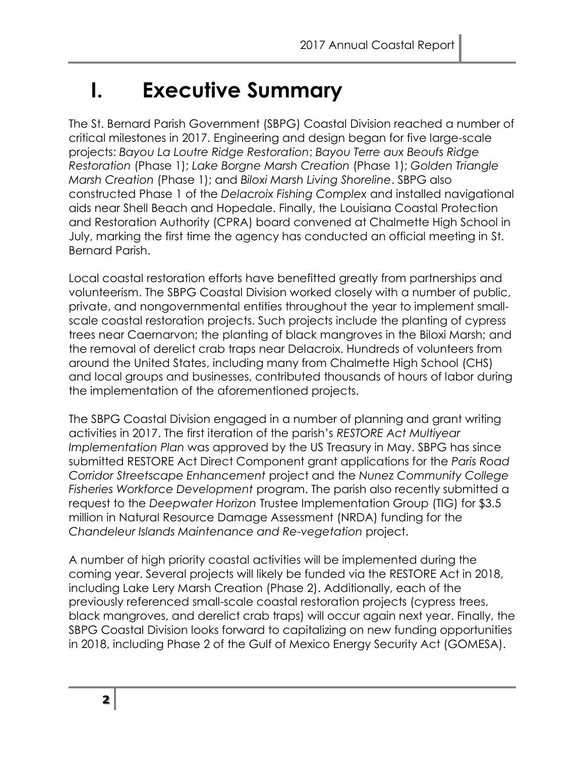# I. Executive Summary

The St. Bernard Parish Government (SBPG) Coastal Division reached a number of critical milestones in 2017. Engineering and design began for five large-scale projects: *Bayou La Loutre Ridge Restoration*; *Bayou Terre aux Beoufs Ridge Restoration* (Phase 1); *Lake Borgne Marsh Creation* (Phase 1); *Golden Triangle Marsh Creation* (Phase 1); and *Biloxi Marsh Living Shoreline*. SBPG also constructed Phase 1 of the *Delacroix Fishing Complex* and installed navigational aids near Shell Beach and Hopedale. Finally, the Louisiana Coastal Protection and Restoration Authority (CPRA) board convened at Chalmette High School in July, marking the first time the agency has conducted an official meeting in St. Bernard Parish.

Local coastal restoration efforts have benefitted greatly from partnerships and volunteerism. The SBPG Coastal Division worked closely with a number of public, private, and nongovernmental entities throughout the year to implement small-scale coastal restoration projects. Such projects include the planting of cypress trees near Caernarvon; the planting of black mangroves in the Biloxi Marsh; and the removal of derelict crab traps near Delacroix. Hundreds of volunteers from around the United States, including many from Chalmette High School (CHS) and local groups and businesses, contributed thousands of hours of labor during the implementation of the aforementioned projects.

The SBPG Coastal Division engaged in a number of planning and grant writing activities in 2017. The first iteration of the parish's *RESTORE Act Multiyear Implementation Plan* was approved by the US Treasury in May. SBPG has since submitted RESTORE Act Direct Component grant applications for the *Paris Road Corridor Streetscape Enhancement* project and the *Nunez Community College Fisheries Workforce Development* program. The parish also recently submitted a request to the *Deepwater Horizon* Trustee Implementation Group (TIG) for $3.5 million in Natural Resource Damage Assessment (NRDA) funding for the *Chandeleur Islands Maintenance and Re-vegetation* project.

A number of high priority coastal activities will be implemented during the coming year. Several projects will likely be funded via the RESTORE Act in 2018, including Lake Lery Marsh Creation (Phase 2). Additionally, each of the previously referenced small-scale coastal restoration projects (cypress trees, black mangroves, and derelict crab traps) will occur again next year. Finally, the SBPG Coastal Division looks forward to capitalizing on new funding opportunities in 2018, including Phase 2 of the Gulf of Mexico Energy Security Act (GOMESA).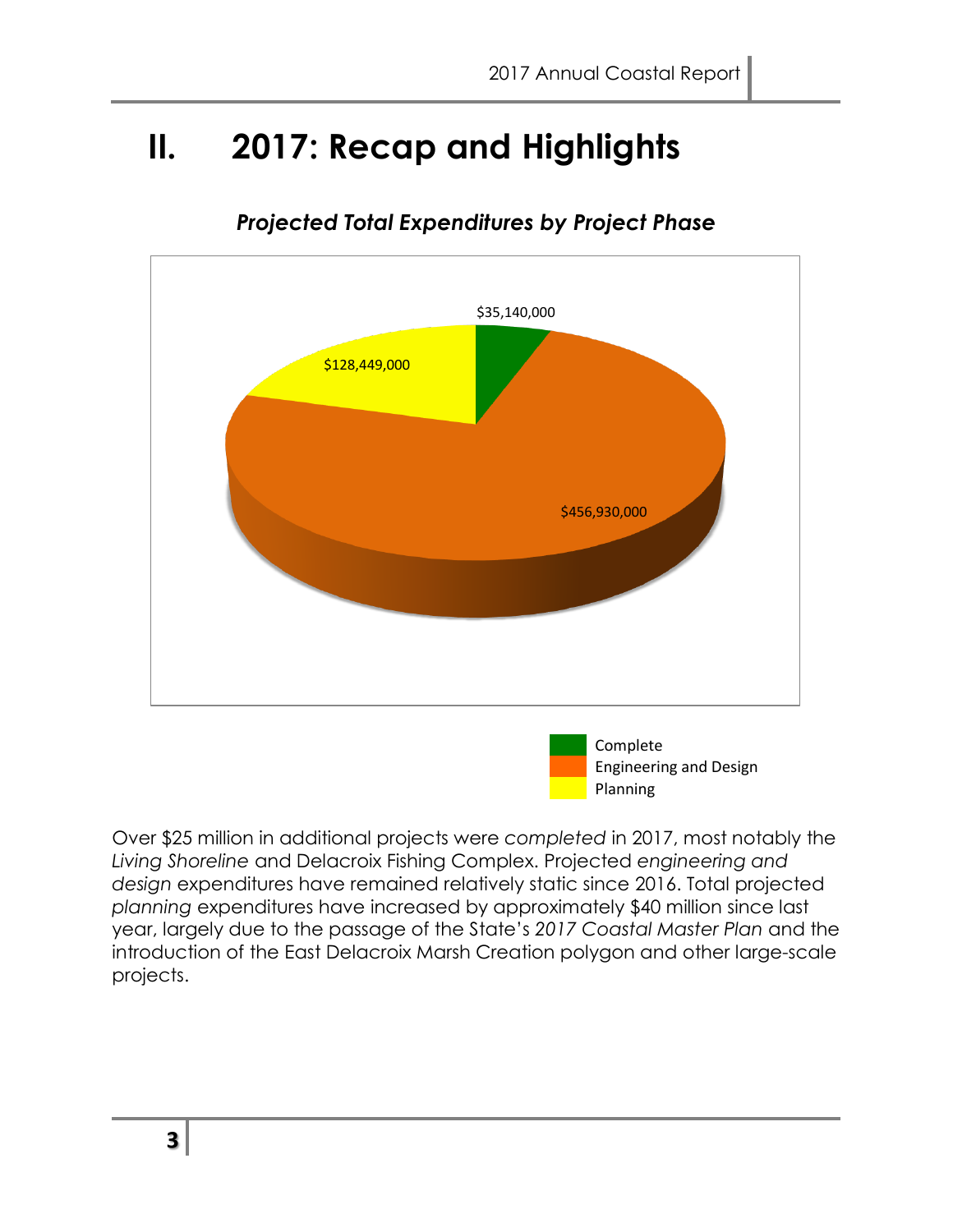# II. 2017: Recap and Highlights

***Projected Total Expenditures by Project Phase***

$35,140,000

$128,449,000

$456,930,000

Complete
Engineering and Design
Planning

Over $25 million in additional projects were *completed* in 2017, most notably the *Living Shoreline* and Delacroix Fishing Complex. Projected *engineering and design* expenditures have remained relatively static since 2016. Total projected *planning* expenditures have increased by approximately $40 million since last year, largely due to the passage of the State's *2017 Coastal Master Plan* and the introduction of the East Delacroix Marsh Creation polygon and other large-scale projects.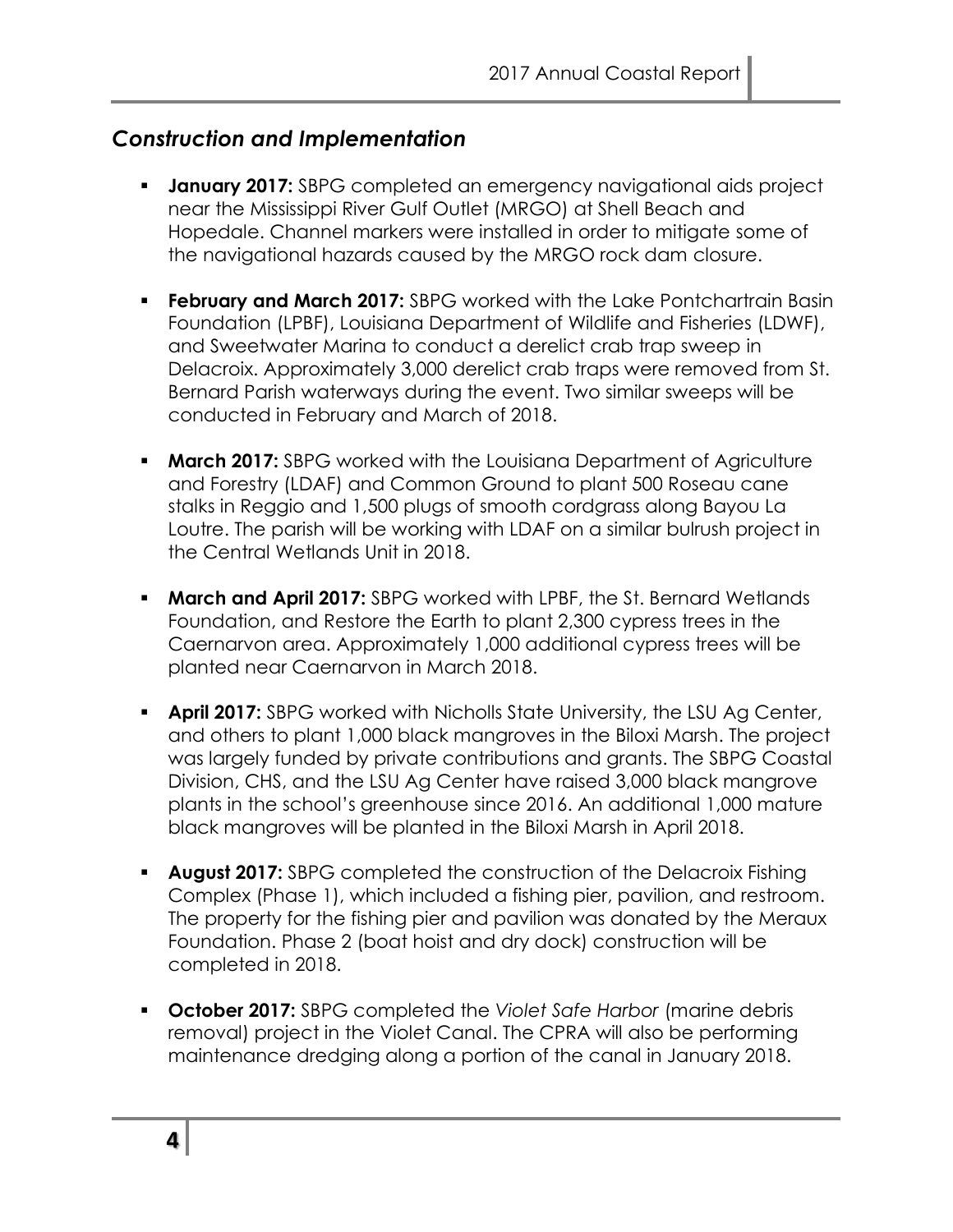## *Construction and Implementation*

- **January 2017:** SBPG completed an emergency navigational aids project near the Mississippi River Gulf Outlet (MRGO) at Shell Beach and Hopedale. Channel markers were installed in order to mitigate some of the navigational hazards caused by the MRGO rock dam closure.

- **February and March 2017:** SBPG worked with the Lake Pontchartrain Basin Foundation (LPBF), Louisiana Department of Wildlife and Fisheries (LDWF), and Sweetwater Marina to conduct a derelict crab trap sweep in Delacroix. Approximately 3,000 derelict crab traps were removed from St. Bernard Parish waterways during the event. Two similar sweeps will be conducted in February and March of 2018.

- **March 2017:** SBPG worked with the Louisiana Department of Agriculture and Forestry (LDAF) and Common Ground to plant 500 Roseau cane stalks in Reggio and 1,500 plugs of smooth cordgrass along Bayou La Loutre. The parish will be working with LDAF on a similar bulrush project in the Central Wetlands Unit in 2018.

- **March and April 2017:** SBPG worked with LPBF, the St. Bernard Wetlands Foundation, and Restore the Earth to plant 2,300 cypress trees in the Caernarvon area. Approximately 1,000 additional cypress trees will be planted near Caernarvon in March 2018.

- **April 2017:** SBPG worked with Nicholls State University, the LSU Ag Center, and others to plant 1,000 black mangroves in the Biloxi Marsh. The project was largely funded by private contributions and grants. The SBPG Coastal Division, CHS, and the LSU Ag Center have raised 3,000 black mangrove plants in the school's greenhouse since 2016. An additional 1,000 mature black mangroves will be planted in the Biloxi Marsh in April 2018.

- **August 2017:** SBPG completed the construction of the Delacroix Fishing Complex (Phase 1), which included a fishing pier, pavilion, and restroom. The property for the fishing pier and pavilion was donated by the Meraux Foundation. Phase 2 (boat hoist and dry dock) construction will be completed in 2018.

- **October 2017:** SBPG completed the *Violet Safe Harbor* (marine debris removal) project in the Violet Canal. The CPRA will also be performing maintenance dredging along a portion of the canal in January 2018.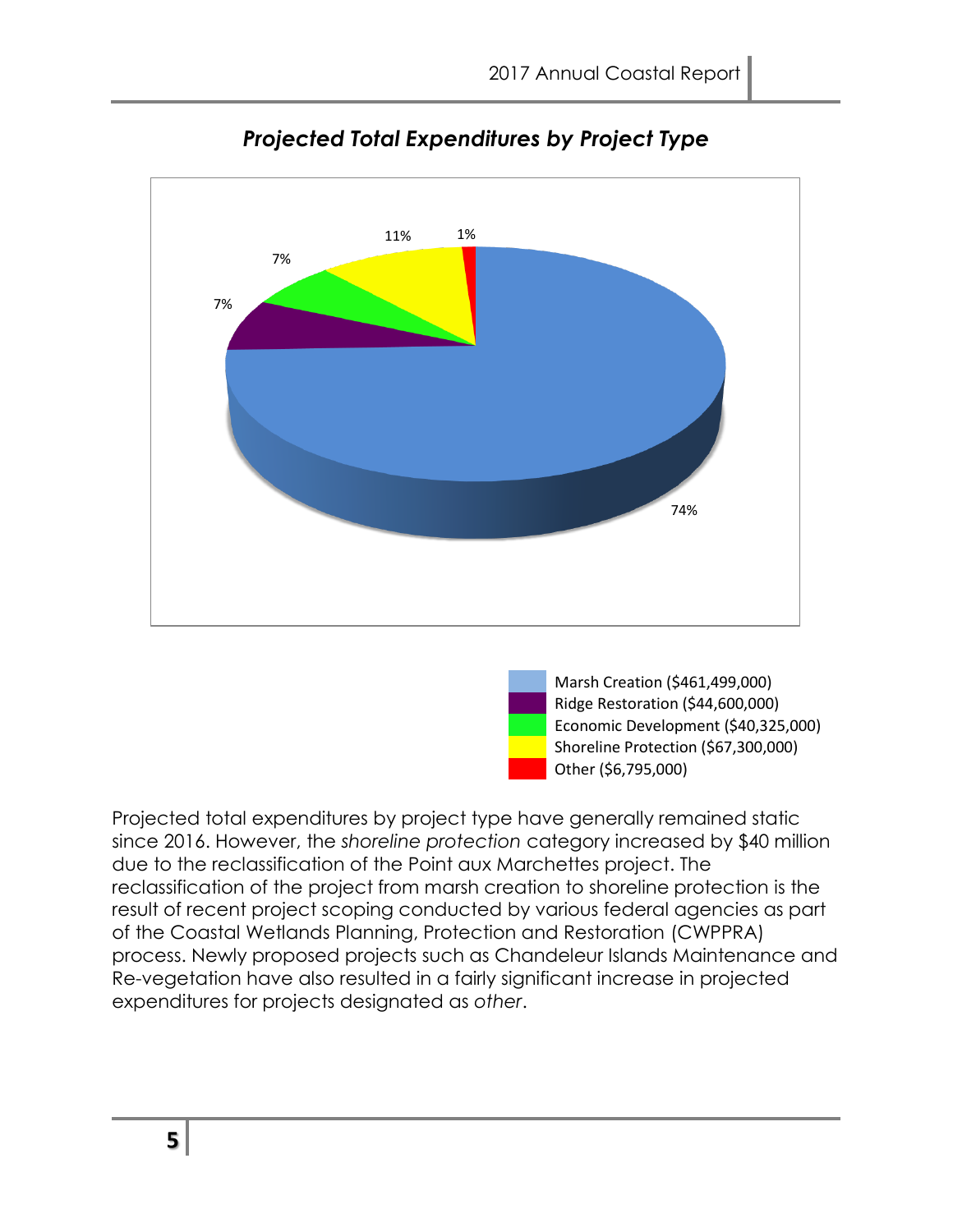### *Projected Total Expenditures by Project Type*

11% 1%

7%

7%

74%

- Marsh Creation ($461,499,000)
- Ridge Restoration ($44,600,000)
- Economic Development ($40,325,000)
- Shoreline Protection ($67,300,000)
- Other ($6,795,000)

Projected total expenditures by project type have generally remained static since 2016. However, the *shoreline protection* category increased by $40 million due to the reclassification of the Point aux Marchettes project. The reclassification of the project from marsh creation to shoreline protection is the result of recent project scoping conducted by various federal agencies as part of the Coastal Wetlands Planning, Protection and Restoration (CWPPRA) process. Newly proposed projects such as Chandeleur Islands Maintenance and Re-vegetation have also resulted in a fairly significant increase in projected expenditures for projects designated as *other*.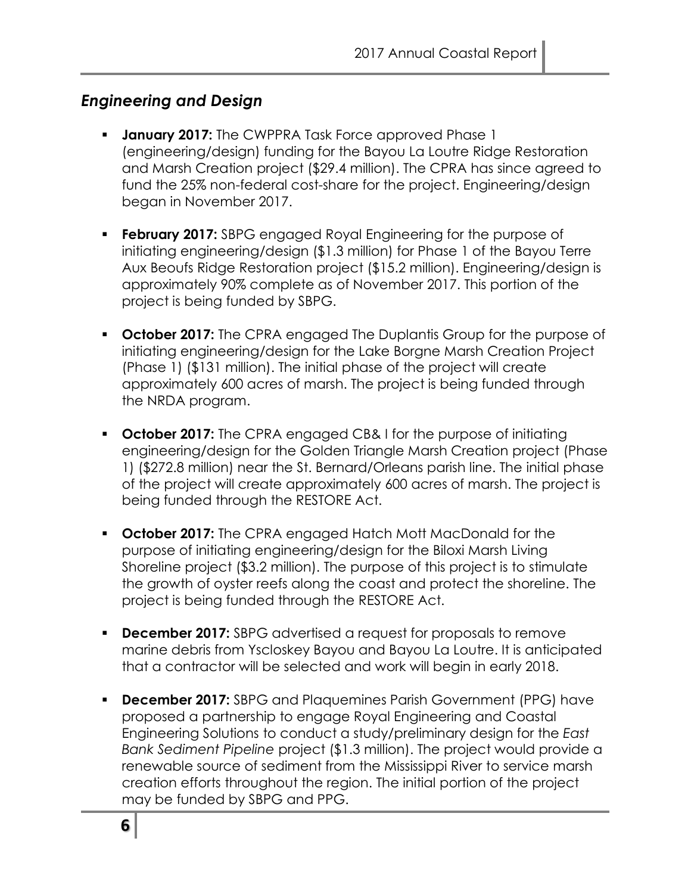## *Engineering and Design*

- **January 2017:** The CWPPRA Task Force approved Phase 1 (engineering/design) funding for the Bayou La Loutre Ridge Restoration and Marsh Creation project ($29.4 million). The CPRA has since agreed to fund the 25% non-federal cost-share for the project. Engineering/design began in November 2017.

- **February 2017:** SBPG engaged Royal Engineering for the purpose of initiating engineering/design ($1.3 million) for Phase 1 of the Bayou Terre Aux Beoufs Ridge Restoration project ($15.2 million). Engineering/design is approximately 90% complete as of November 2017. This portion of the project is being funded by SBPG.

- **October 2017:** The CPRA engaged The Duplantis Group for the purpose of initiating engineering/design for the Lake Borgne Marsh Creation Project (Phase 1) ($131 million). The initial phase of the project will create approximately 600 acres of marsh. The project is being funded through the NRDA program.

- **October 2017:** The CPRA engaged CB& I for the purpose of initiating engineering/design for the Golden Triangle Marsh Creation project (Phase 1) ($272.8 million) near the St. Bernard/Orleans parish line. The initial phase of the project will create approximately 600 acres of marsh. The project is being funded through the RESTORE Act.

- **October 2017:** The CPRA engaged Hatch Mott MacDonald for the purpose of initiating engineering/design for the Biloxi Marsh Living Shoreline project ($3.2 million). The purpose of this project is to stimulate the growth of oyster reefs along the coast and protect the shoreline. The project is being funded through the RESTORE Act.

- **December 2017:** SBPG advertised a request for proposals to remove marine debris from Yscloskey Bayou and Bayou La Loutre. It is anticipated that a contractor will be selected and work will begin in early 2018.

- **December 2017:** SBPG and Plaquemines Parish Government (PPG) have proposed a partnership to engage Royal Engineering and Coastal Engineering Solutions to conduct a study/preliminary design for the *East Bank Sediment Pipeline* project ($1.3 million). The project would provide a renewable source of sediment from the Mississippi River to service marsh creation efforts throughout the region. The initial portion of the project may be funded by SBPG and PPG.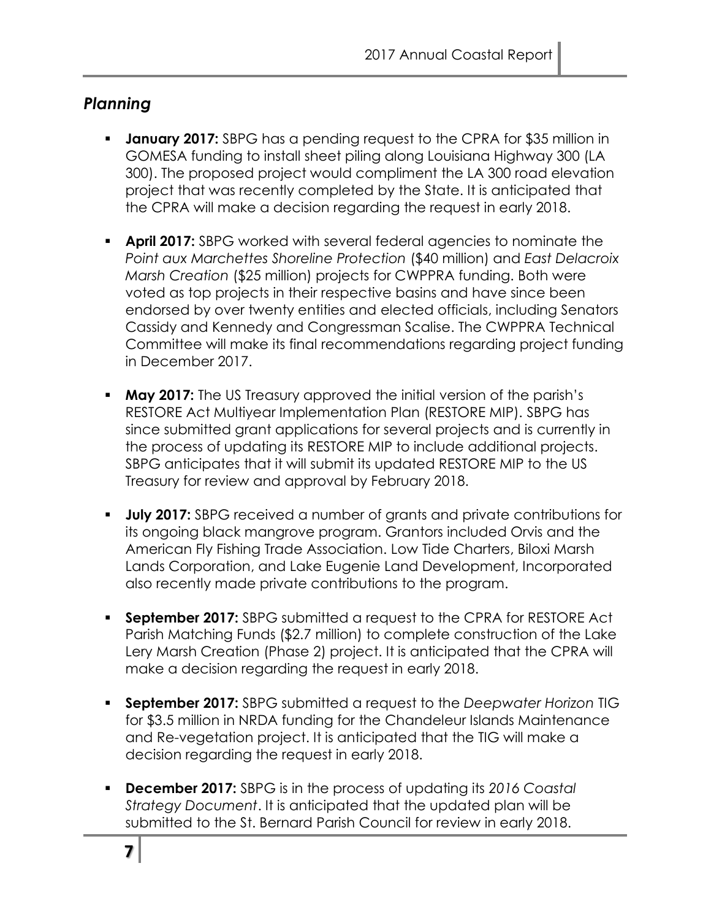## *Planning*

- **January 2017:** SBPG has a pending request to the CPRA for $35 million in GOMESA funding to install sheet piling along Louisiana Highway 300 (LA 300). The proposed project would compliment the LA 300 road elevation project that was recently completed by the State. It is anticipated that the CPRA will make a decision regarding the request in early 2018.
- **April 2017:** SBPG worked with several federal agencies to nominate the *Point aux Marchettes Shoreline Protection* ($40 million) and *East Delacroix Marsh Creation* ($25 million) projects for CWPPRA funding. Both were voted as top projects in their respective basins and have since been endorsed by over twenty entities and elected officials, including Senators Cassidy and Kennedy and Congressman Scalise. The CWPPRA Technical Committee will make its final recommendations regarding project funding in December 2017.
- **May 2017:** The US Treasury approved the initial version of the parish's RESTORE Act Multiyear Implementation Plan (RESTORE MIP). SBPG has since submitted grant applications for several projects and is currently in the process of updating its RESTORE MIP to include additional projects. SBPG anticipates that it will submit its updated RESTORE MIP to the US Treasury for review and approval by February 2018.
- **July 2017:** SBPG received a number of grants and private contributions for its ongoing black mangrove program. Grantors included Orvis and the American Fly Fishing Trade Association. Low Tide Charters, Biloxi Marsh Lands Corporation, and Lake Eugenie Land Development, Incorporated also recently made private contributions to the program.
- **September 2017:** SBPG submitted a request to the CPRA for RESTORE Act Parish Matching Funds ($2.7 million) to complete construction of the Lake Lery Marsh Creation (Phase 2) project. It is anticipated that the CPRA will make a decision regarding the request in early 2018.
- **September 2017:** SBPG submitted a request to the *Deepwater Horizon* TIG for $3.5 million in NRDA funding for the Chandeleur Islands Maintenance and Re-vegetation project. It is anticipated that the TIG will make a decision regarding the request in early 2018.
- **December 2017:** SBPG is in the process of updating its *2016 Coastal Strategy Document*. It is anticipated that the updated plan will be submitted to the St. Bernard Parish Council for review in early 2018.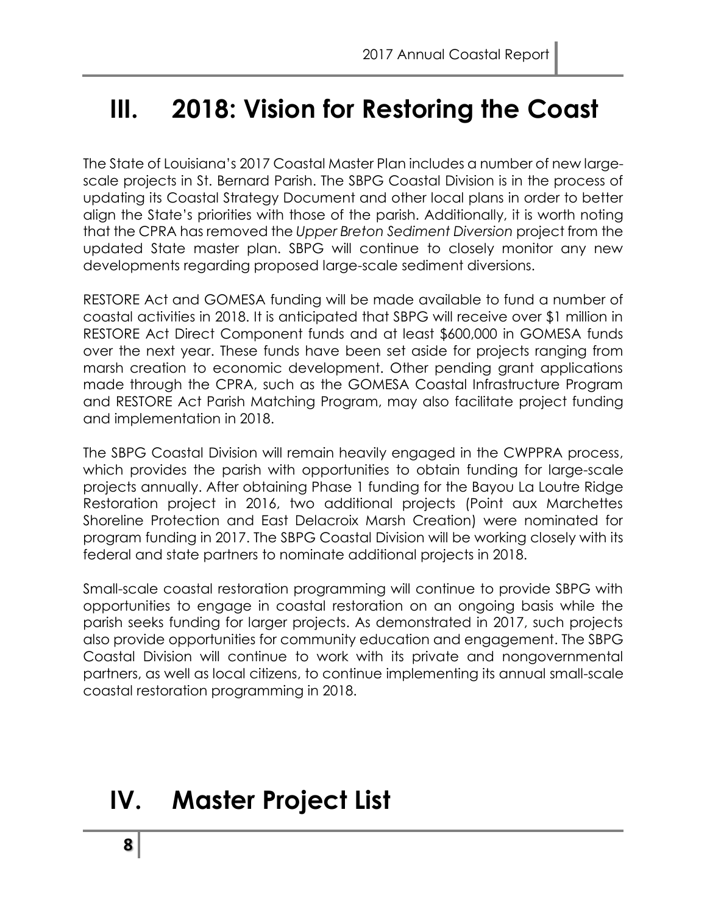# III. 2018: Vision for Restoring the Coast

The State of Louisiana's 2017 Coastal Master Plan includes a number of new large-scale projects in St. Bernard Parish. The SBPG Coastal Division is in the process of updating its Coastal Strategy Document and other local plans in order to better align the State's priorities with those of the parish. Additionally, it is worth noting that the CPRA has removed the *Upper Breton Sediment Diversion* project from the updated State master plan. SBPG will continue to closely monitor any new developments regarding proposed large-scale sediment diversions.

RESTORE Act and GOMESA funding will be made available to fund a number of coastal activities in 2018. It is anticipated that SBPG will receive over $1 million in RESTORE Act Direct Component funds and at least $600,000 in GOMESA funds over the next year. These funds have been set aside for projects ranging from marsh creation to economic development. Other pending grant applications made through the CPRA, such as the GOMESA Coastal Infrastructure Program and RESTORE Act Parish Matching Program, may also facilitate project funding and implementation in 2018.

The SBPG Coastal Division will remain heavily engaged in the CWPPRA process, which provides the parish with opportunities to obtain funding for large-scale projects annually. After obtaining Phase 1 funding for the Bayou La Loutre Ridge Restoration project in 2016, two additional projects (Point aux Marchettes Shoreline Protection and East Delacroix Marsh Creation) were nominated for program funding in 2017. The SBPG Coastal Division will be working closely with its federal and state partners to nominate additional projects in 2018.

Small-scale coastal restoration programming will continue to provide SBPG with opportunities to engage in coastal restoration on an ongoing basis while the parish seeks funding for larger projects. As demonstrated in 2017, such projects also provide opportunities for community education and engagement. The SBPG Coastal Division will continue to work with its private and nongovernmental partners, as well as local citizens, to continue implementing its annual small-scale coastal restoration programming in 2018.

# IV. Master Project List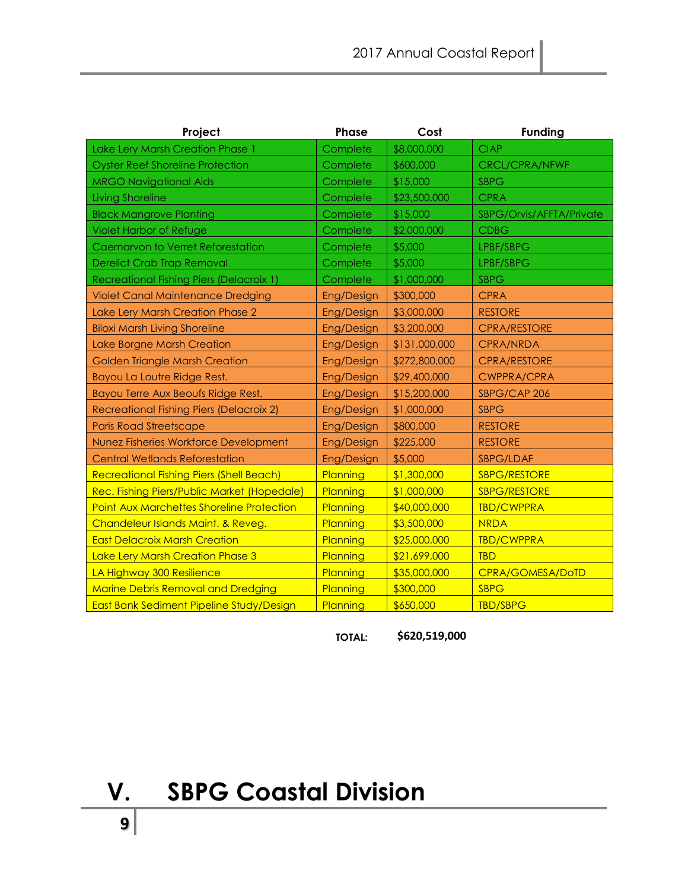| Project | Phase | Cost | Funding |
| --- | --- | --- | --- |
| Lake Lery Marsh Creation Phase 1 | Complete | $8,000,000 | CIAP |
| Oyster Reef Shoreline Protection | Complete | $600,000 | CRCL/CPRA/NFWF |
| MRGO Navigational Aids | Complete | $15,000 | SBPG |
| Living Shoreline | Complete | $23,500,000 | CPRA |
| Black Mangrove Planting | Complete | $15,000 | SBPG/Orvis/AFFTA/Private |
| Violet Harbor of Refuge | Complete | $2,000,000 | CDBG |
| Caernarvon to Verret Reforestation | Complete | $5,000 | LPBF/SBPG |
| Derelict Crab Trap Removal | Complete | $5,000 | LPBF/SBPG |
| Recreational Fishing Piers (Delacroix 1) | Complete | $1,000,000 | SBPG |
| Violet Canal Maintenance Dredging | Eng/Design | $300,000 | CPRA |
| Lake Lery Marsh Creation Phase 2 | Eng/Design | $3,000,000 | RESTORE |
| Biloxi Marsh Living Shoreline | Eng/Design | $3,200,000 | CPRA/RESTORE |
| Lake Borgne Marsh Creation | Eng/Design | $131,000,000 | CPRA/NRDA |
| Golden Triangle Marsh Creation | Eng/Design | $272,800,000 | CPRA/RESTORE |
| Bayou La Loutre Ridge Rest. | Eng/Design | $29,400,000 | CWPPRA/CPRA |
| Bayou Terre Aux Beoufs Ridge Rest. | Eng/Design | $15,200,000 | SBPG/CAP 206 |
| Recreational Fishing Piers (Delacroix 2) | Eng/Design | $1,000,000 | SBPG |
| Paris Road Streetscape | Eng/Design | $800,000 | RESTORE |
| Nunez Fisheries Workforce Development | Eng/Design | $225,000 | RESTORE |
| Central Wetlands Reforestation | Eng/Design | $5,000 | SBPG/LDAF |
| Recreational Fishing Piers (Shell Beach) | Planning | $1,300,000 | SBPG/RESTORE |
| Rec. Fishing Piers/Public Market (Hopedale) | Planning | $1,000,000 | SBPG/RESTORE |
| Point Aux Marchettes Shoreline Protection | Planning | $40,000,000 | TBD/CWPPRA |
| Chandeleur Islands Maint. & Reveg. | Planning | $3,500,000 | NRDA |
| East Delacroix Marsh Creation | Planning | $25,000,000 | TBD/CWPPRA |
| Lake Lery Marsh Creation Phase 3 | Planning | $21,699,000 | TBD |
| LA Highway 300 Resilience | Planning | $35,000,000 | CPRA/GOMESA/DoTD |
| Marine Debris Removal and Dredging | Planning | $300,000 | SBPG |
| East Bank Sediment Pipeline Study/Design | Planning | $650,000 | TBD/SBPG |
| | **TOTAL:** | **$620,519,000** | |

# V. SBPG Coastal Division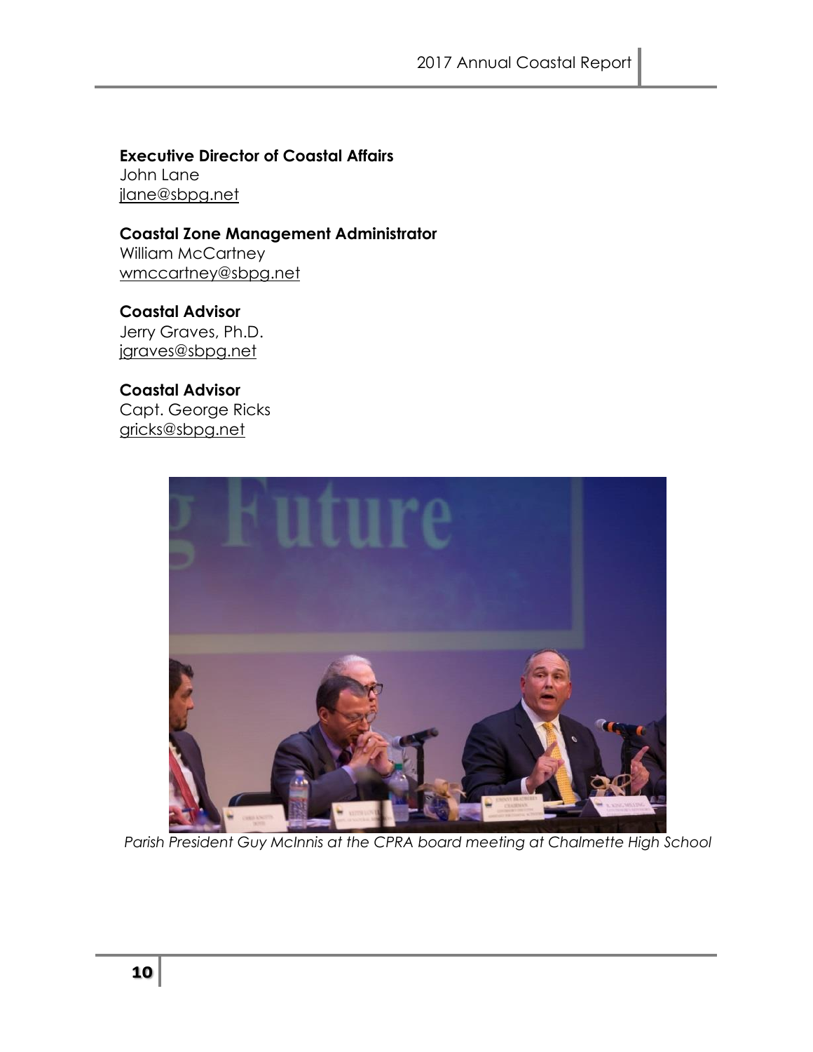**Executive Director of Coastal Affairs**
John Lane
jlane@sbpg.net

**Coastal Zone Management Administrator**
William McCartney
wmccartney@sbpg.net

**Coastal Advisor**
Jerry Graves, Ph.D.
jgraves@sbpg.net

**Coastal Advisor**
Capt. George Ricks
gricks@sbpg.net

*Parish President Guy McInnis at the CPRA board meeting at Chalmette High School*